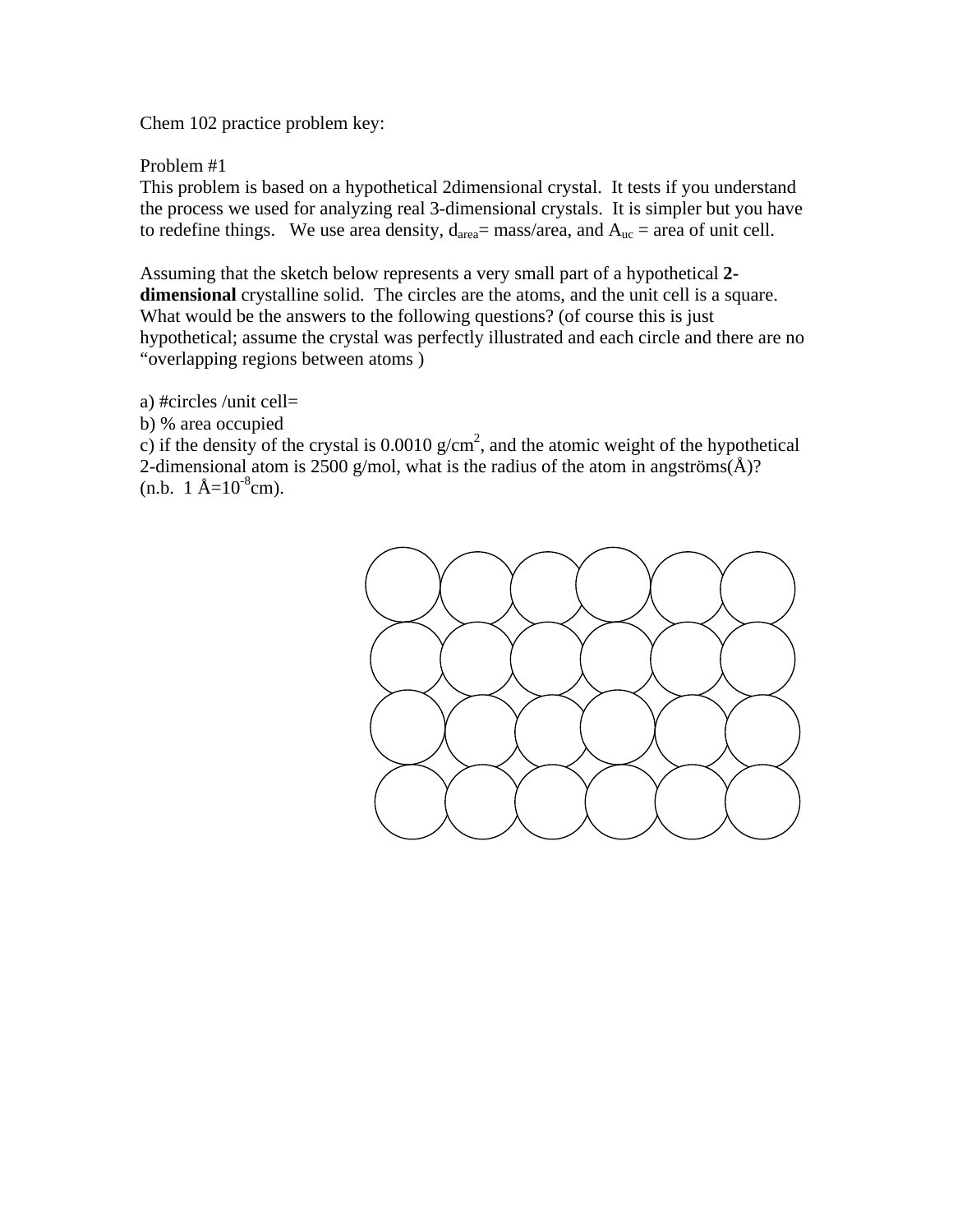Chem 102 practice problem key:

Problem #1

This problem is based on a hypothetical 2dimensional crystal. It tests if you understand the process we used for analyzing real 3-dimensional crystals. It is simpler but you have to redefine things. We use area density, $d_{area}$= mass/area, and $A_{uc}$ = area of unit cell.

Assuming that the sketch below represents a very small part of a hypothetical **2-dimensional** crystalline solid. The circles are the atoms, and the unit cell is a square. What would be the answers to the following questions? (of course this is just hypothetical; assume the crystal was perfectly illustrated and each circle and there are no "overlapping regions between atoms )

a) #circles /unit cell=

b) % area occupied

c) if the density of the crystal is 0.0010 g/cm$^2$, and the atomic weight of the hypothetical 2-dimensional atom is 2500 g/mol, what is the radius of the atom in angströms(Å)? (n.b. 1 Å=$10^{-8}$cm).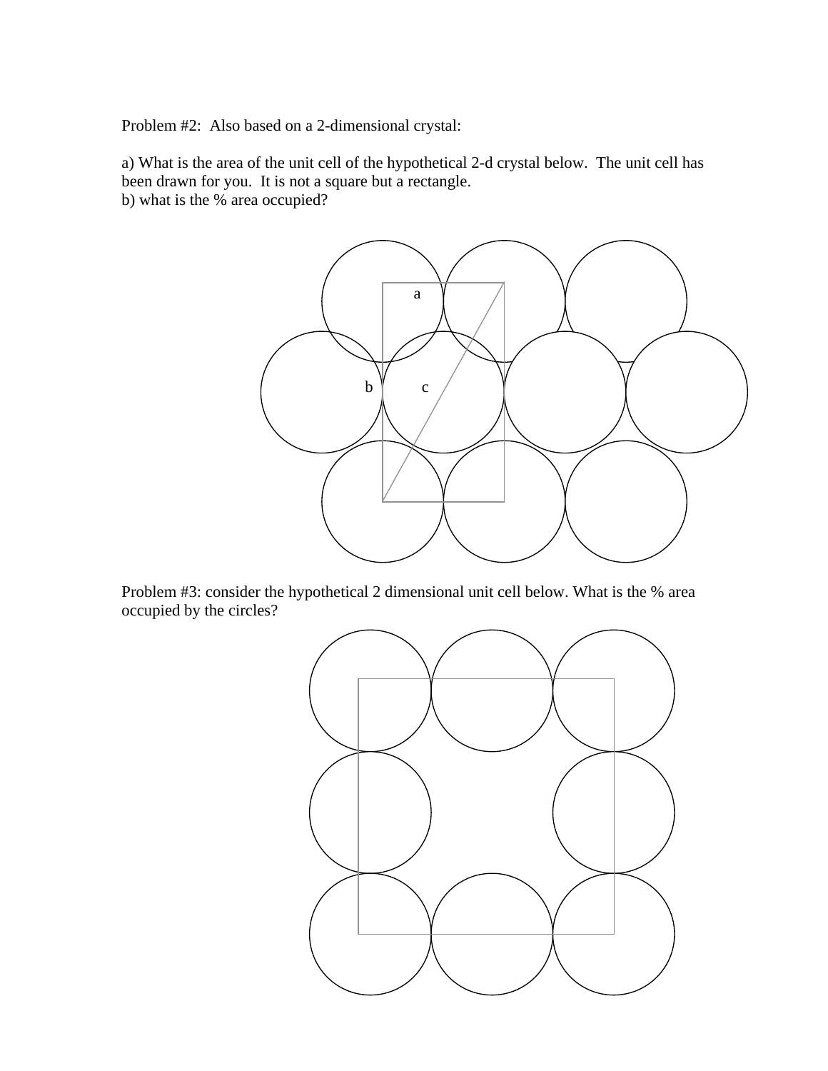Problem #2: Also based on a 2-dimensional crystal:

a) What is the area of the unit cell of the hypothetical 2-d crystal below. The unit cell has been drawn for you. It is not a square but a rectangle.
b) what is the % area occupied?

a

b c

Problem #3: consider the hypothetical 2 dimensional unit cell below. What is the % area occupied by the circles?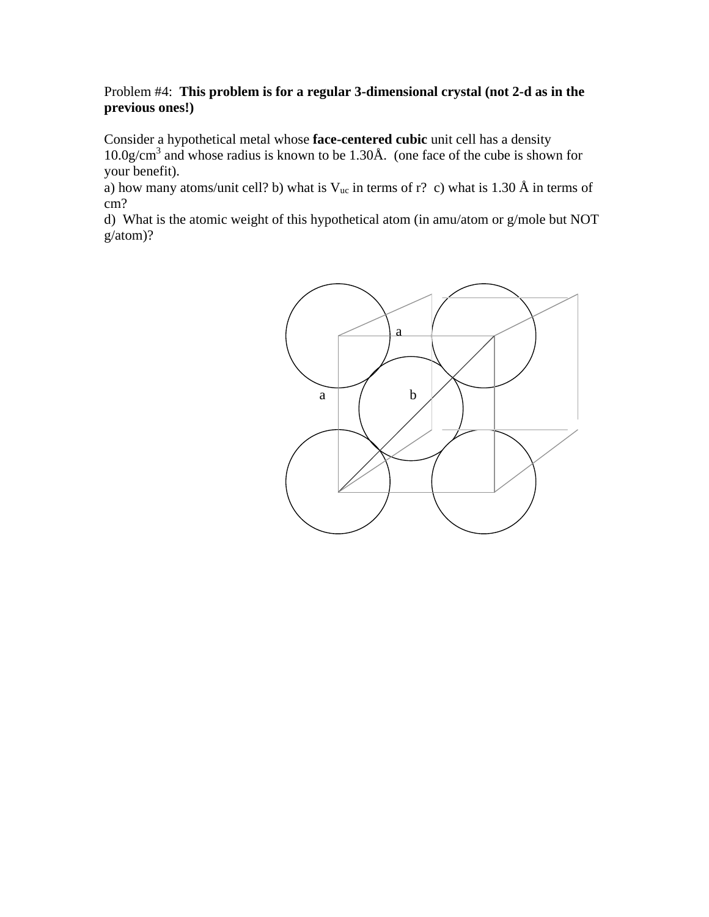Problem #4: **This problem is for a regular 3-dimensional crystal (not 2-d as in the previous ones!)**

Consider a hypothetical metal whose **face-centered cubic** unit cell has a density $10.0 g/cm^3$ and whose radius is known to be 1.30Å. (one face of the cube is shown for your benefit).

a) how many atoms/unit cell? b) what is $V_{uc}$ in terms of r? c) what is 1.30 Å in terms of cm?

d) What is the atomic weight of this hypothetical atom (in amu/atom or g/mole but NOT g/atom)?

a

a

b